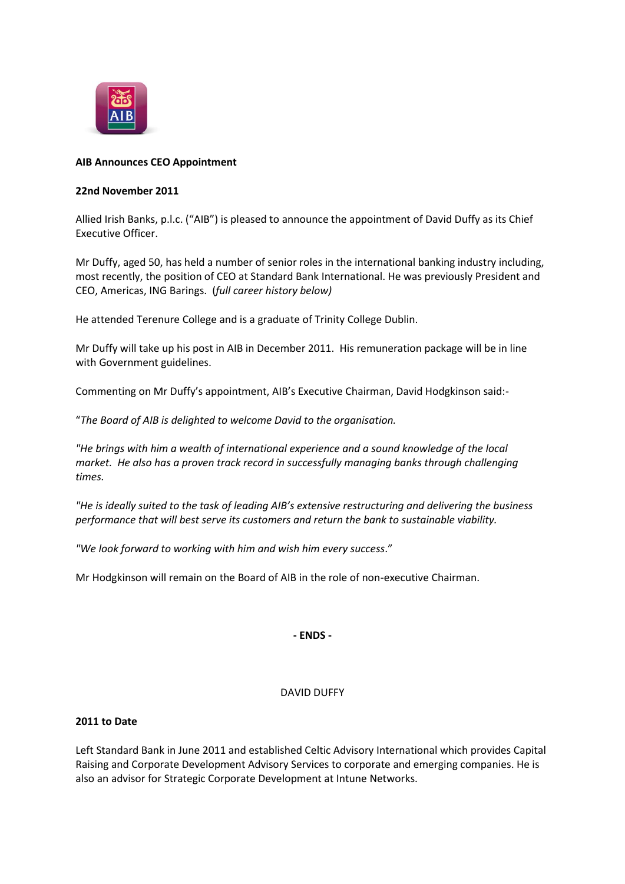**AIB Announces CEO Appointment**

**22nd November 2011**

Allied Irish Banks, p.l.c. ("AIB") is pleased to announce the appointment of David Duffy as its Chief Executive Officer.

Mr Duffy, aged 50, has held a number of senior roles in the international banking industry including, most recently, the position of CEO at Standard Bank International. He was previously President and CEO, Americas, ING Barings. (*full career history below)*

He attended Terenure College and is a graduate of Trinity College Dublin.

Mr Duffy will take up his post in AIB in December 2011. His remuneration package will be in line with Government guidelines.

Commenting on Mr Duffy's appointment, AIB's Executive Chairman, David Hodgkinson said:-

"*The Board of AIB is delighted to welcome David to the organisation.*

*"He brings with him a wealth of international experience and a sound knowledge of the local market. He also has a proven track record in successfully managing banks through challenging times.*

*"He is ideally suited to the task of leading AIB's extensive restructuring and delivering the business performance that will best serve its customers and return the bank to sustainable viability.*

*"We look forward to working with him and wish him every success*."

Mr Hodgkinson will remain on the Board of AIB in the role of non-executive Chairman.

**- ENDS -**

DAVID DUFFY

**2011 to Date**

Left Standard Bank in June 2011 and established Celtic Advisory International which provides Capital Raising and Corporate Development Advisory Services to corporate and emerging companies. He is also an advisor for Strategic Corporate Development at Intune Networks.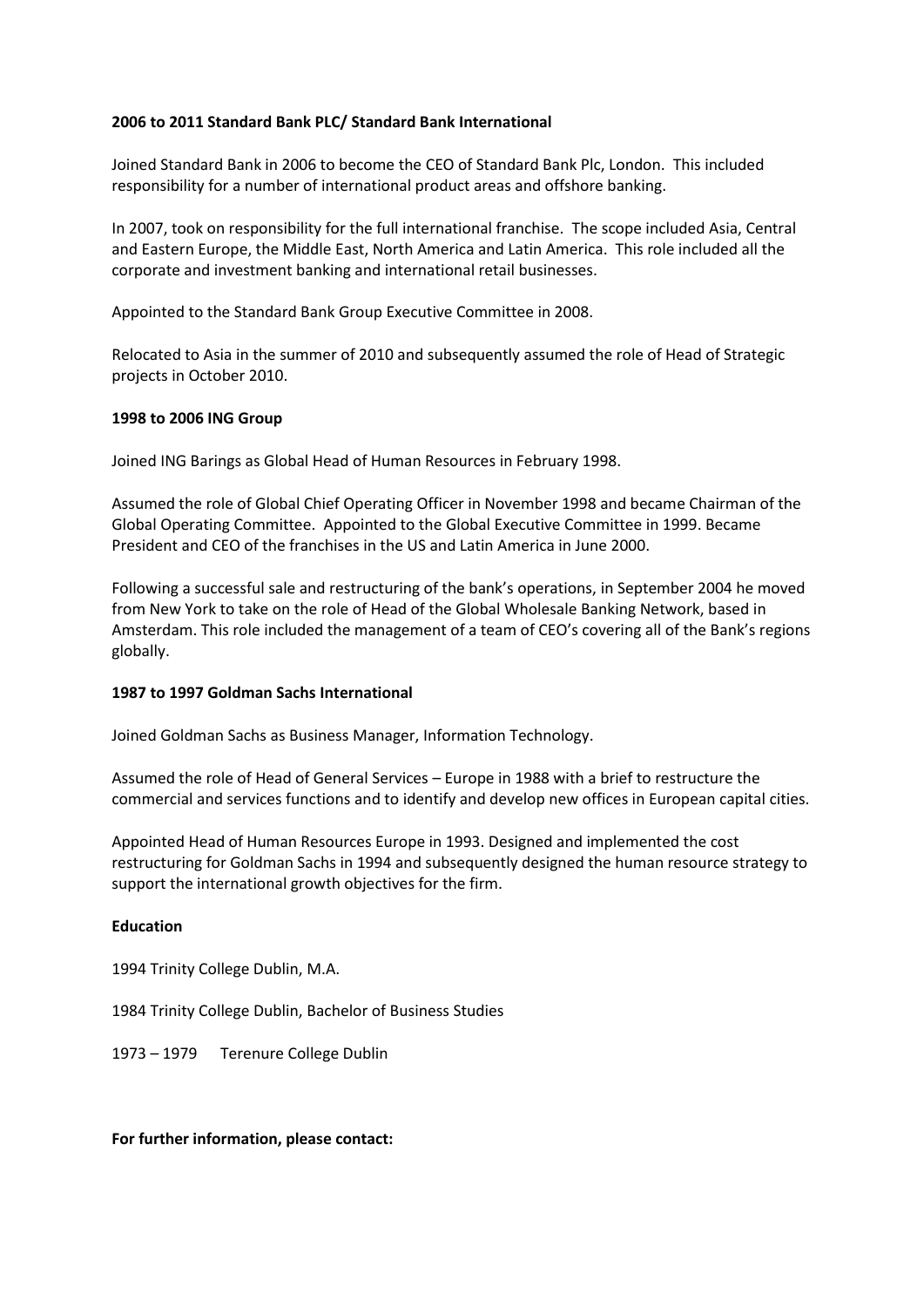**2006 to 2011 Standard Bank PLC/ Standard Bank International**

Joined Standard Bank in 2006 to become the CEO of Standard Bank Plc, London. This included responsibility for a number of international product areas and offshore banking.

In 2007, took on responsibility for the full international franchise. The scope included Asia, Central and Eastern Europe, the Middle East, North America and Latin America. This role included all the corporate and investment banking and international retail businesses.

Appointed to the Standard Bank Group Executive Committee in 2008.

Relocated to Asia in the summer of 2010 and subsequently assumed the role of Head of Strategic projects in October 2010.

**1998 to 2006 ING Group**

Joined ING Barings as Global Head of Human Resources in February 1998.

Assumed the role of Global Chief Operating Officer in November 1998 and became Chairman of the Global Operating Committee. Appointed to the Global Executive Committee in 1999. Became President and CEO of the franchises in the US and Latin America in June 2000.

Following a successful sale and restructuring of the bank's operations, in September 2004 he moved from New York to take on the role of Head of the Global Wholesale Banking Network, based in Amsterdam. This role included the management of a team of CEO's covering all of the Bank's regions globally.

**1987 to 1997 Goldman Sachs International**

Joined Goldman Sachs as Business Manager, Information Technology.

Assumed the role of Head of General Services – Europe in 1988 with a brief to restructure the commercial and services functions and to identify and develop new offices in European capital cities.

Appointed Head of Human Resources Europe in 1993. Designed and implemented the cost restructuring for Goldman Sachs in 1994 and subsequently designed the human resource strategy to support the international growth objectives for the firm.

**Education**

1994 Trinity College Dublin, M.A.

1984 Trinity College Dublin, Bachelor of Business Studies

1973 – 1979 Terenure College Dublin

**For further information, please contact:**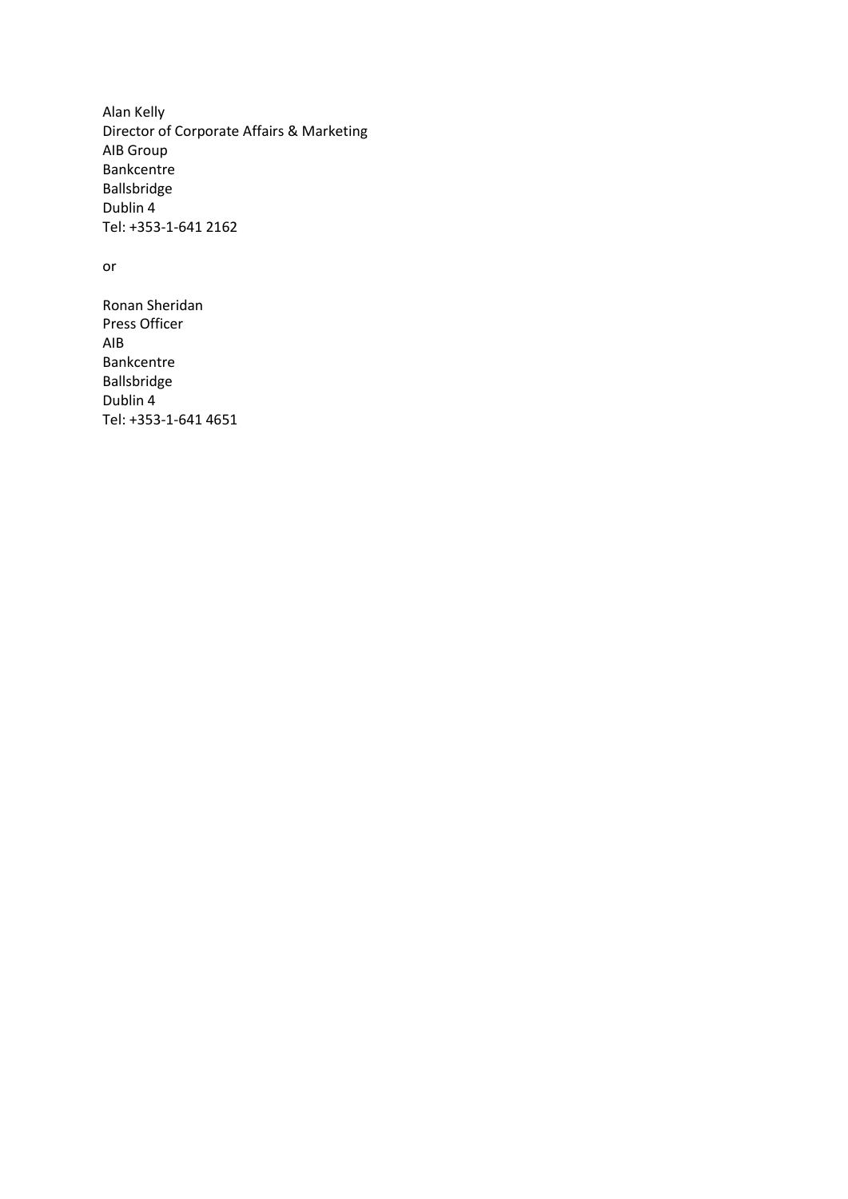Alan Kelly
Director of Corporate Affairs & Marketing
AIB Group
Bankcentre
Ballsbridge
Dublin 4
Tel: +353-1-641 2162

or

Ronan Sheridan
Press Officer
AIB
Bankcentre
Ballsbridge
Dublin 4
Tel: +353-1-641 4651